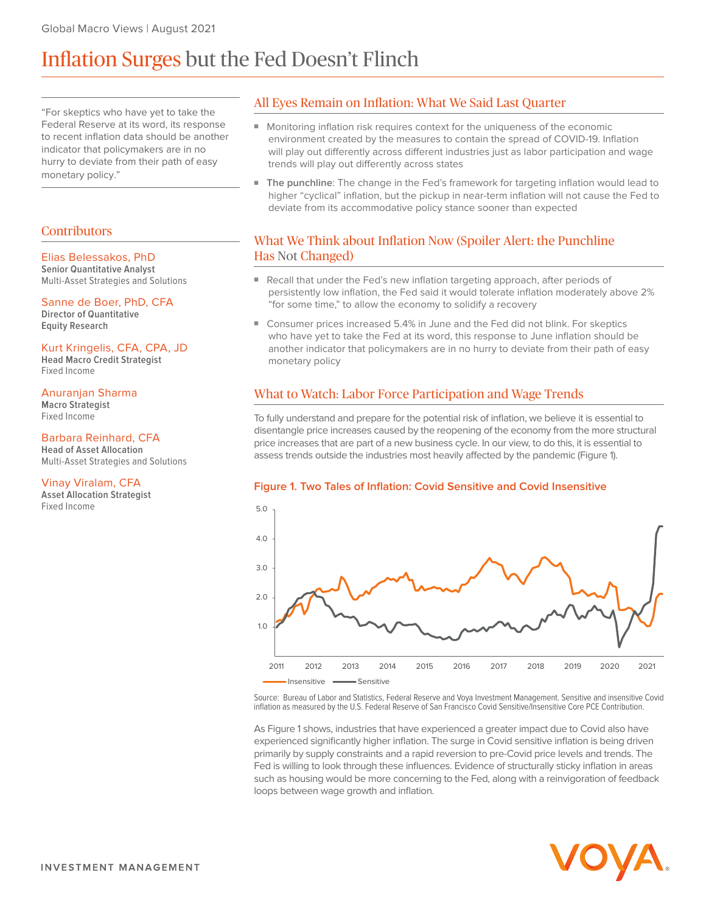Global Macro Views | August 2021

# Inflation Surges but the Fed Doesn't Flinch

"For skeptics who have yet to take the Federal Reserve at its word, its response to recent inflation data should be another indicator that policymakers are in no hurry to deviate from their path of easy monetary policy."

## Contributors

Elias Belessakos, PhD
**Senior Quantitative Analyst**
Multi-Asset Strategies and Solutions

Sanne de Boer, PhD, CFA
**Director of Quantitative Equity Research**

Kurt Kringelis, CFA, CPA, JD
**Head Macro Credit Strategist**
Fixed Income

Anuranjan Sharma
**Macro Strategist**
Fixed Income

Barbara Reinhard, CFA
**Head of Asset Allocation**
Multi-Asset Strategies and Solutions

Vinay Viralam, CFA
**Asset Allocation Strategist**
Fixed Income

## All Eyes Remain on Inflation: What We Said Last Quarter

- Monitoring inflation risk requires context for the uniqueness of the economic environment created by the measures to contain the spread of COVID-19. Inflation will play out differently across different industries just as labor participation and wage trends will play out differently across states
- **The punchline**: The change in the Fed's framework for targeting inflation would lead to higher "cyclical" inflation, but the pickup in near-term inflation will not cause the Fed to deviate from its accommodative policy stance sooner than expected

## What We Think about Inflation Now (Spoiler Alert: the Punchline Has Not Changed)

- Recall that under the Fed's new inflation targeting approach, after periods of persistently low inflation, the Fed said it would tolerate inflation moderately above 2% "for some time," to allow the economy to solidify a recovery
- Consumer prices increased 5.4% in June and the Fed did not blink. For skeptics who have yet to take the Fed at its word, this response to June inflation should be another indicator that policymakers are in no hurry to deviate from their path of easy monetary policy

## What to Watch: Labor Force Participation and Wage Trends

To fully understand and prepare for the potential risk of inflation, we believe it is essential to disentangle price increases caused by the reopening of the economy from the more structural price increases that are part of a new business cycle. In our view, to do this, it is essential to assess trends outside the industries most heavily affected by the pandemic (Figure 1).

**Figure 1. Two Tales of Inflation: Covid Sensitive and Covid Insensitive**

Source: Bureau of Labor and Statistics, Federal Reserve and Voya Investment Management. Sensitive and insensitive Covid inflation as measured by the U.S. Federal Reserve of San Francisco Covid Sensitive/Insensitive Core PCE Contribution.

As Figure 1 shows, industries that have experienced a greater impact due to Covid also have experienced significantly higher inflation. The surge in Covid sensitive inflation is being driven primarily by supply constraints and a rapid reversion to pre-Covid price levels and trends. The Fed is willing to look through these influences. Evidence of structurally sticky inflation in areas such as housing would be more concerning to the Fed, along with a reinvigoration of feedback loops between wage growth and inflation.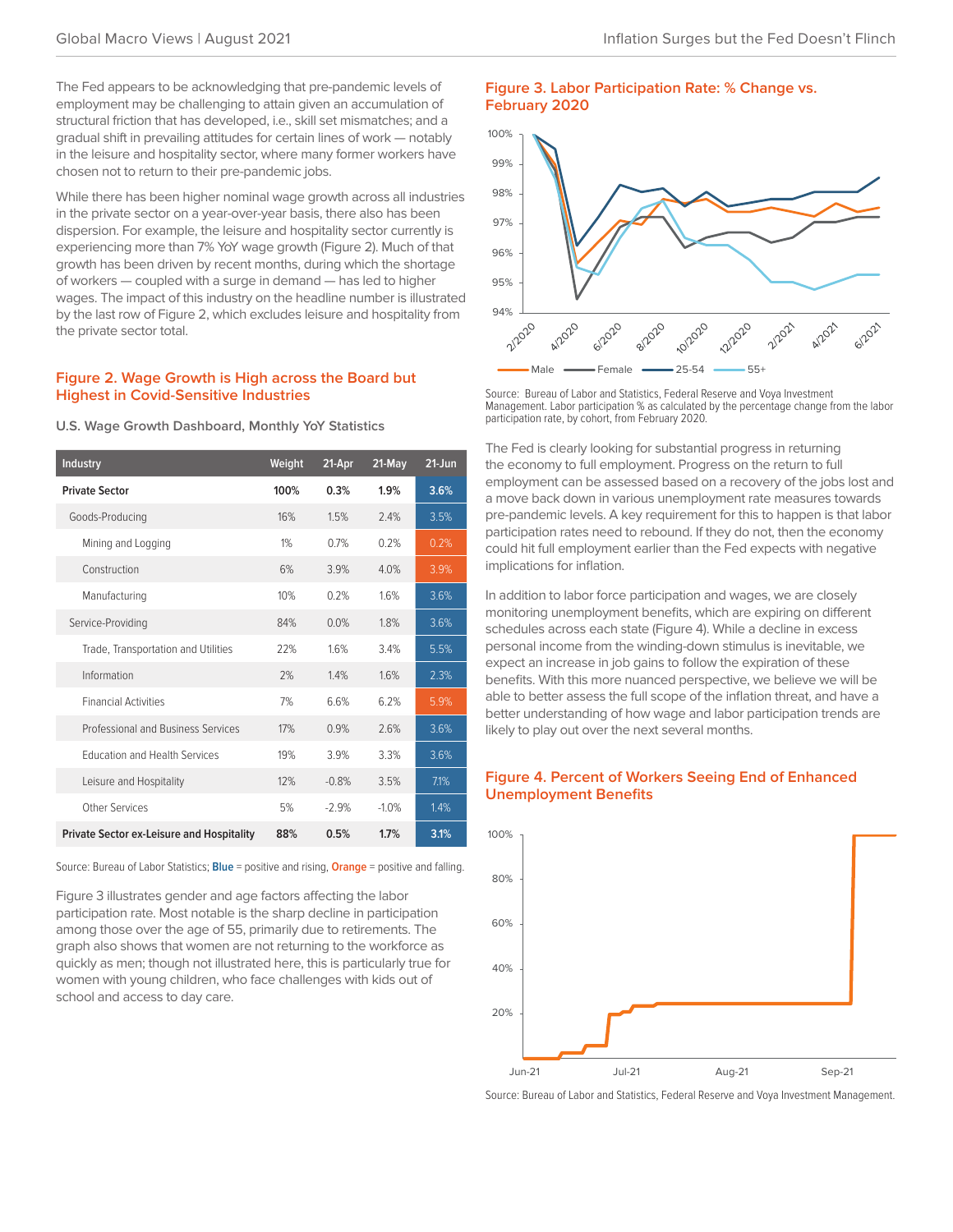The Fed appears to be acknowledging that pre-pandemic levels of employment may be challenging to attain given an accumulation of structural friction that has developed, i.e., skill set mismatches; and a gradual shift in prevailing attitudes for certain lines of work — notably in the leisure and hospitality sector, where many former workers have chosen not to return to their pre-pandemic jobs.

While there has been higher nominal wage growth across all industries in the private sector on a year-over-year basis, there also has been dispersion. For example, the leisure and hospitality sector currently is experiencing more than 7% YoY wage growth (Figure 2). Much of that growth has been driven by recent months, during which the shortage of workers — coupled with a surge in demand — has led to higher wages. The impact of this industry on the headline number is illustrated by the last row of Figure 2, which excludes leisure and hospitality from the private sector total.

### Figure 2. Wage Growth is High across the Board but Highest in Covid-Sensitive Industries

U.S. Wage Growth Dashboard, Monthly YoY Statistics

| Industry | Weight | 21-Apr | 21-May | 21-Jun |
|---|---|---|---|---|
| **Private Sector** | **100%** | **0.3%** | **1.9%** | **3.6%** |
| Goods-Producing | 16% | 1.5% | 2.4% | 3.5% |
| Mining and Logging | 1% | 0.7% | 0.2% | 0.2% |
| Construction | 6% | 3.9% | 4.0% | 3.9% |
| Manufacturing | 10% | 0.2% | 1.6% | 3.6% |
| Service-Providing | 84% | 0.0% | 1.8% | 3.6% |
| Trade, Transportation and Utilities | 22% | 1.6% | 3.4% | 5.5% |
| Information | 2% | 1.4% | 1.6% | 2.3% |
| Financial Activities | 7% | 6.6% | 6.2% | 5.9% |
| Professional and Business Services | 17% | 0.9% | 2.6% | 3.6% |
| Education and Health Services | 19% | 3.9% | 3.3% | 3.6% |
| Leisure and Hospitality | 12% | -0.8% | 3.5% | 7.1% |
| Other Services | 5% | -2.9% | -1.0% | 1.4% |
| **Private Sector ex-Leisure and Hospitality** | **88%** | **0.5%** | **1.7%** | **3.1%** |

Source: Bureau of Labor Statistics; **Blue** = positive and rising, **Orange** = positive and falling.

Figure 3 illustrates gender and age factors affecting the labor participation rate. Most notable is the sharp decline in participation among those over the age of 55, primarily due to retirements. The graph also shows that women are not returning to the workforce as quickly as men; though not illustrated here, this is particularly true for women with young children, who face challenges with kids out of school and access to day care.

### Figure 3. Labor Participation Rate: % Change vs. February 2020

Source: Bureau of Labor Statistics, Federal Reserve and Voya Investment Management. Labor participation % as calculated by the percentage change from the labor participation rate, by cohort, from February 2020.

The Fed is clearly looking for substantial progress in returning the economy to full employment. Progress on the return to full employment can be assessed based on a recovery of the jobs lost and a move back down in various unemployment rate measures towards pre-pandemic levels. A key requirement for this to happen is that labor participation rates need to rebound. If they do not, then the economy could hit full employment earlier than the Fed expects with negative implications for inflation.

In addition to labor force participation and wages, we are closely monitoring unemployment benefits, which are expiring on different schedules across each state (Figure 4). While a decline in excess personal income from the winding-down stimulus is inevitable, we expect an increase in job gains to follow the expiration of these benefits. With this more nuanced perspective, we believe we will be able to better assess the full scope of the inflation threat, and have a better understanding of how wage and labor participation trends are likely to play out over the next several months.

### Figure 4. Percent of Workers Seeing End of Enhanced Unemployment Benefits

Source: Bureau of Labor Statistics, Federal Reserve and Voya Investment Management.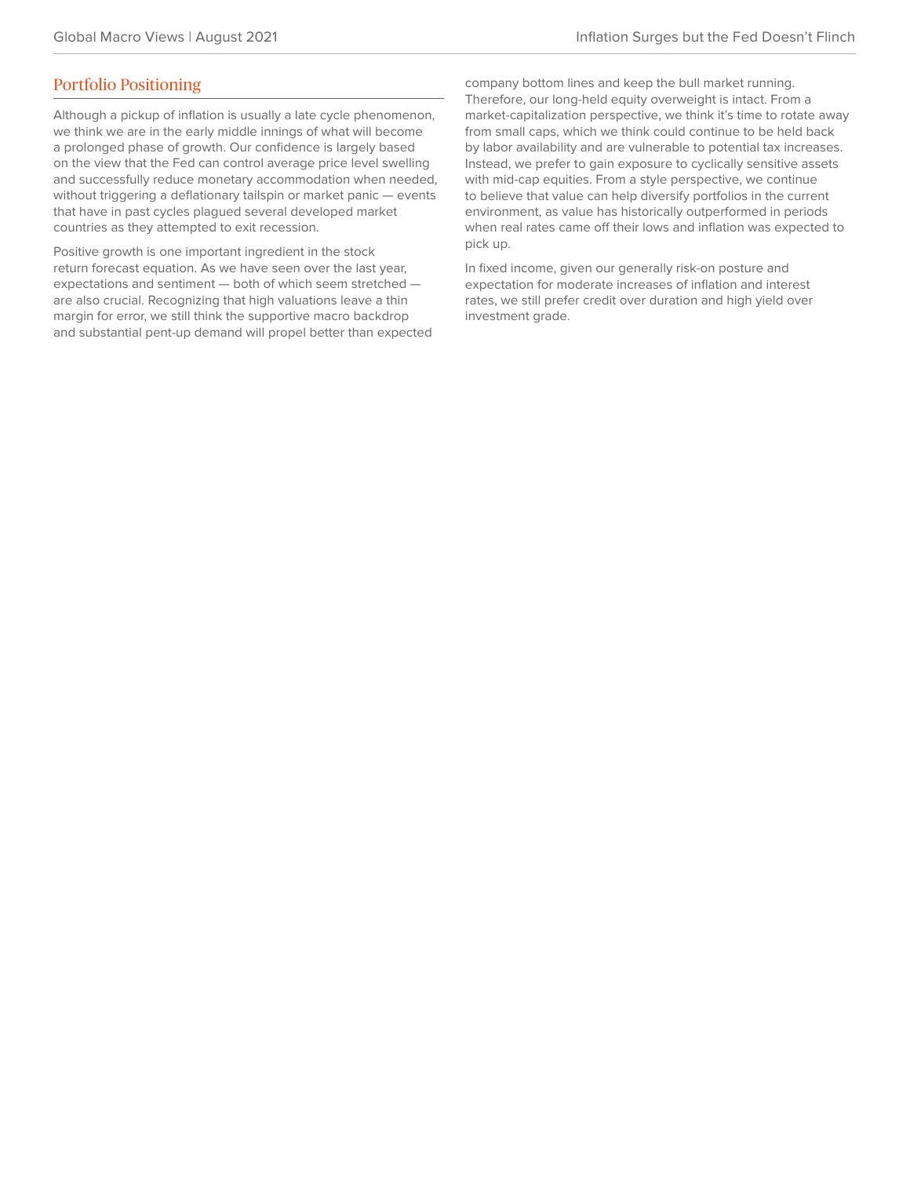## Portfolio Positioning

Although a pickup of inflation is usually a late cycle phenomenon, we think we are in the early middle innings of what will become a prolonged phase of growth. Our confidence is largely based on the view that the Fed can control average price level swelling and successfully reduce monetary accommodation when needed, without triggering a deflationary tailspin or market panic — events that have in past cycles plagued several developed market countries as they attempted to exit recession.

Positive growth is one important ingredient in the stock return forecast equation. As we have seen over the last year, expectations and sentiment — both of which seem stretched — are also crucial. Recognizing that high valuations leave a thin margin for error, we still think the supportive macro backdrop and substantial pent-up demand will propel better than expected company bottom lines and keep the bull market running. Therefore, our long-held equity overweight is intact. From a market-capitalization perspective, we think it's time to rotate away from small caps, which we think could continue to be held back by labor availability and are vulnerable to potential tax increases. Instead, we prefer to gain exposure to cyclically sensitive assets with mid-cap equities. From a style perspective, we continue to believe that value can help diversify portfolios in the current environment, as value has historically outperformed in periods when real rates came off their lows and inflation was expected to pick up.

In fixed income, given our generally risk-on posture and expectation for moderate increases of inflation and interest rates, we still prefer credit over duration and high yield over investment grade.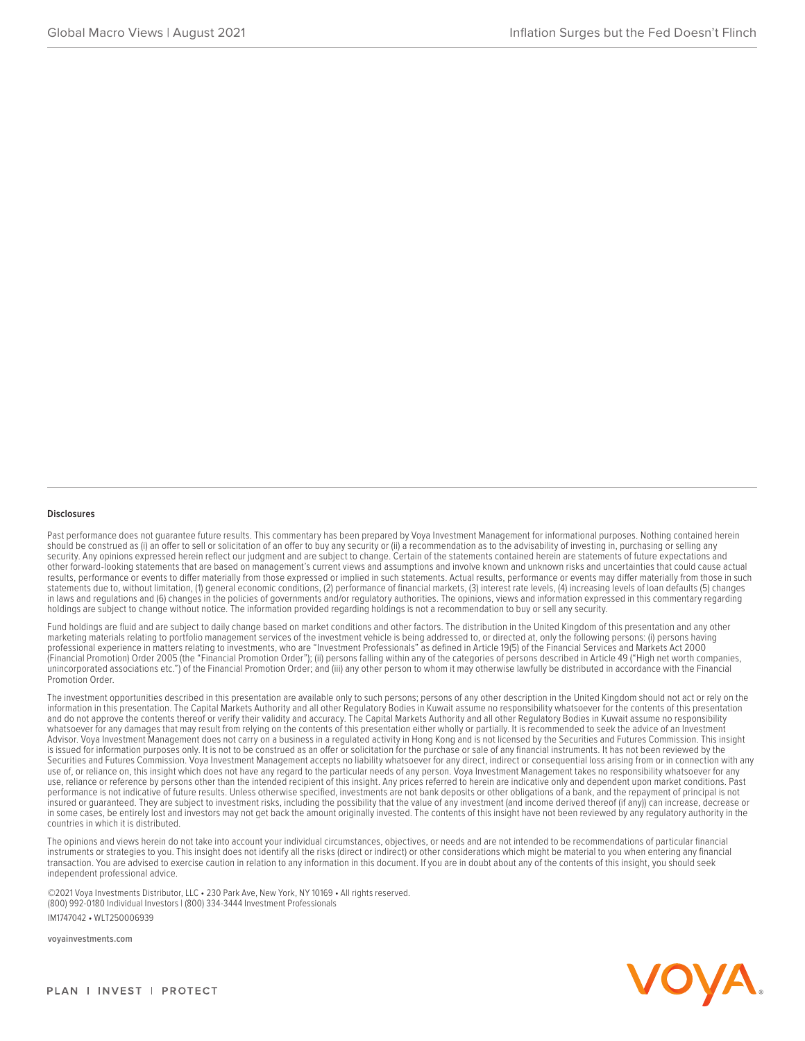**Disclosures**

Past performance does not guarantee future results. This commentary has been prepared by Voya Investment Management for informational purposes. Nothing contained herein should be construed as (i) an offer to sell or solicitation of an offer to buy any security or (ii) a recommendation as to the advisability of investing in, purchasing or selling any security. Any opinions expressed herein reflect our judgment and are subject to change. Certain of the statements contained herein are statements of future expectations and other forward-looking statements that are based on management's current views and assumptions and involve known and unknown risks and uncertainties that could cause actual results, performance or events to differ materially from those expressed or implied in such statements. Actual results, performance or events may differ materially from those in such statements due to, without limitation, (1) general economic conditions, (2) performance of financial markets, (3) interest rate levels, (4) increasing levels of loan defaults (5) changes in laws and regulations and (6) changes in the policies of governments and/or regulatory authorities. The opinions, views and information expressed in this commentary regarding holdings are subject to change without notice. The information provided regarding holdings is not a recommendation to buy or sell any security.

Fund holdings are fluid and are subject to daily change based on market conditions and other factors. The distribution in the United Kingdom of this presentation and any other marketing materials relating to portfolio management services of the investment vehicle is being addressed to, or directed at, only the following persons: (i) persons having professional experience in matters relating to investments, who are "Investment Professionals" as defined in Article 19(5) of the Financial Services and Markets Act 2000 (Financial Promotion) Order 2005 (the "Financial Promotion Order"); (ii) persons falling within any of the categories of persons described in Article 49 ("High net worth companies, unincorporated associations etc.") of the Financial Promotion Order; and (iii) any other person to whom it may otherwise lawfully be distributed in accordance with the Financial Promotion Order.

The investment opportunities described in this presentation are available only to such persons; persons of any other description in the United Kingdom should not act or rely on the information in this presentation. The Capital Markets Authority and all other Regulatory Bodies in Kuwait assume no responsibility whatsoever for the contents of this presentation and do not approve the contents thereof or verify their validity and accuracy. The Capital Markets Authority and all other Regulatory Bodies in Kuwait assume no responsibility whatsoever for any damages that may result from relying on the contents of this presentation either wholly or partially. It is recommended to seek the advice of an Investment Advisor. Voya Investment Management does not carry on a business in a regulated activity in Hong Kong and is not licensed by the Securities and Futures Commission. This insight is issued for information purposes only. It is not to be construed as an offer or solicitation for the purchase or sale of any financial instruments. It has not been reviewed by the Securities and Futures Commission. Voya Investment Management accepts no liability whatsoever for any direct, indirect or consequential loss arising from or in connection with any use of, or reliance on, this insight which does not have any regard to the particular needs of any person. Voya Investment Management takes no responsibility whatsoever for any use, reliance or reference by persons other than the intended recipient of this insight. Any prices referred to herein are indicative only and dependent upon market conditions. Past performance is not indicative of future results. Unless otherwise specified, investments are not bank deposits or other obligations of a bank, and the repayment of principal is not insured or guaranteed. They are subject to investment risks, including the possibility that the value of any investment (and income derived thereof (if any)) can increase, decrease or in some cases, be entirely lost and investors may not get back the amount originally invested. The contents of this insight have not been reviewed by any regulatory authority in the countries in which it is distributed.

The opinions and views herein do not take into account your individual circumstances, objectives, or needs and are not intended to be recommendations of particular financial instruments or strategies to you. This insight does not identify all the risks (direct or indirect) or other considerations which might be material to you when entering any financial transaction. You are advised to exercise caution in relation to any information in this document. If you are in doubt about any of the contents of this insight, you should seek independent professional advice.

©2021 Voya Investments Distributor, LLC • 230 Park Ave, New York, NY 10169 • All rights reserved.
(800) 992-0180 Individual Investors | (800) 334-3444 Investment Professionals

IM1747042 • WLT250006939

**voyainvestments.com**

PLAN | INVEST | PROTECT

VOYA.